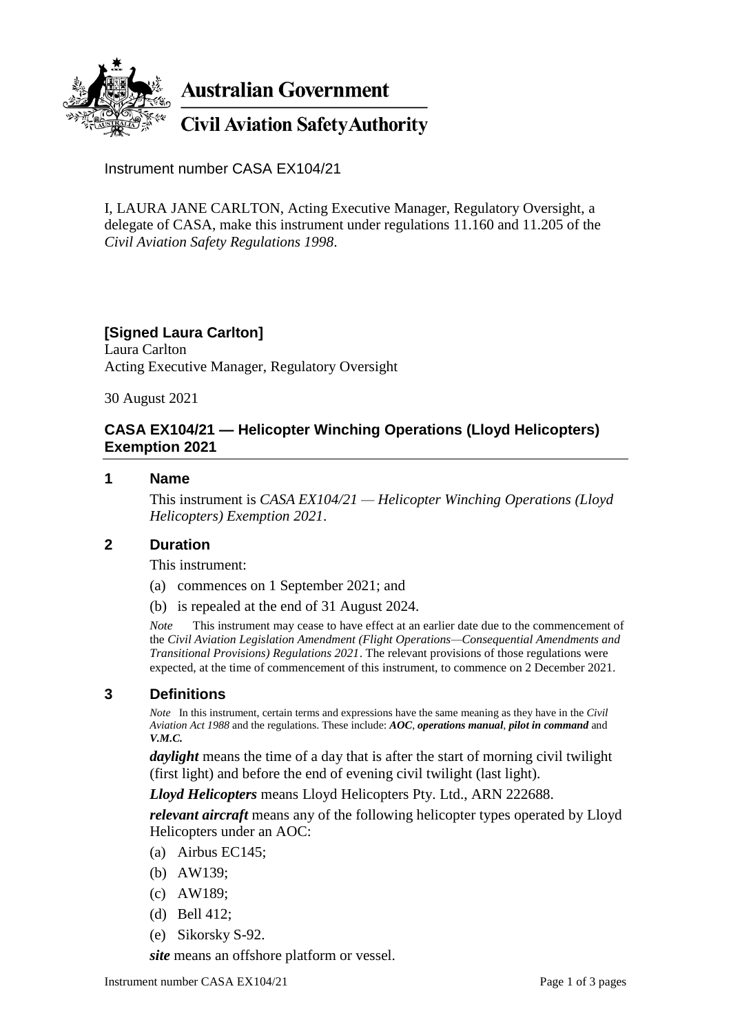**Australian Government**

**Civil Aviation Safety Authority**

Instrument number CASA EX104/21

I, LAURA JANE CARLTON, Acting Executive Manager, Regulatory Oversight, a delegate of CASA, make this instrument under regulations 11.160 and 11.205 of the *Civil Aviation Safety Regulations 1998*.

**[Signed Laura Carlton]**
Laura Carlton
Acting Executive Manager, Regulatory Oversight

30 August 2021

## CASA EX104/21 — Helicopter Winching Operations (Lloyd Helicopters) Exemption 2021

### 1 Name

This instrument is *CASA EX104/21 — Helicopter Winching Operations (Lloyd Helicopters) Exemption 2021*.

### 2 Duration

This instrument:

(a) commences on 1 September 2021; and

(b) is repealed at the end of 31 August 2024.

*Note* This instrument may cease to have effect at an earlier date due to the commencement of the *Civil Aviation Legislation Amendment (Flight Operations—Consequential Amendments and Transitional Provisions) Regulations 2021*. The relevant provisions of those regulations were expected, at the time of commencement of this instrument, to commence on 2 December 2021.

### 3 Definitions

*Note* In this instrument, certain terms and expressions have the same meaning as they have in the *Civil Aviation Act 1988* and the regulations. These include: ***AOC***, ***operations manual***, ***pilot in command*** and ***V.M.C.***

***daylight*** means the time of a day that is after the start of morning civil twilight (first light) and before the end of evening civil twilight (last light).

***Lloyd Helicopters*** means Lloyd Helicopters Pty. Ltd., ARN 222688.

***relevant aircraft*** means any of the following helicopter types operated by Lloyd Helicopters under an AOC:

(a) Airbus EC145;

(b) AW139;

(c) AW189;

(d) Bell 412;

(e) Sikorsky S-92.

***site*** means an offshore platform or vessel.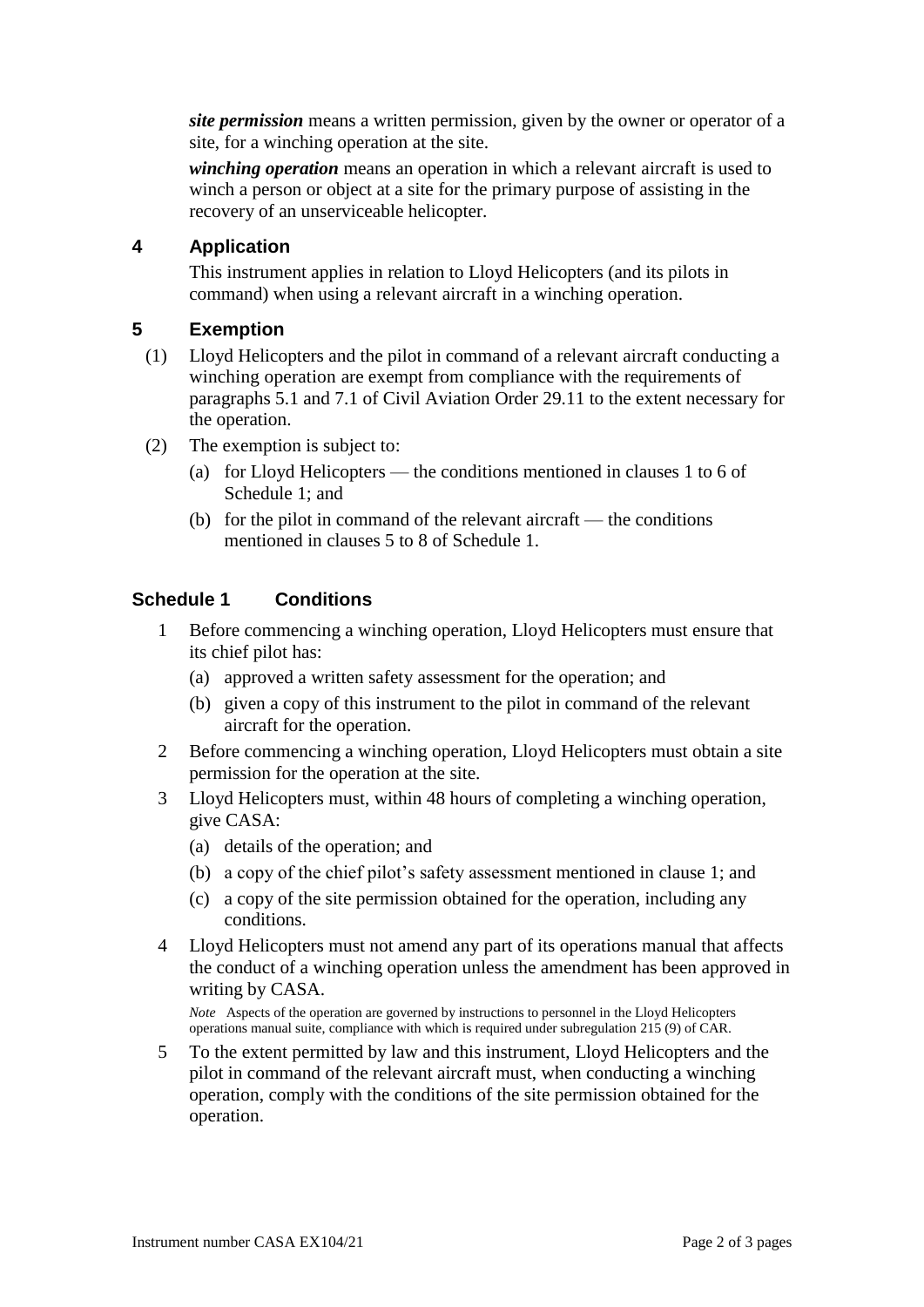***site permission*** means a written permission, given by the owner or operator of a site, for a winching operation at the site.

***winching operation*** means an operation in which a relevant aircraft is used to winch a person or object at a site for the primary purpose of assisting in the recovery of an unserviceable helicopter.

## 4 Application

This instrument applies in relation to Lloyd Helicopters (and its pilots in command) when using a relevant aircraft in a winching operation.

## 5 Exemption

(1) Lloyd Helicopters and the pilot in command of a relevant aircraft conducting a winching operation are exempt from compliance with the requirements of paragraphs 5.1 and 7.1 of Civil Aviation Order 29.11 to the extent necessary for the operation.

(2) The exemption is subject to:

- (a) for Lloyd Helicopters — the conditions mentioned in clauses 1 to 6 of Schedule 1; and
- (b) for the pilot in command of the relevant aircraft — the conditions mentioned in clauses 5 to 8 of Schedule 1.

## Schedule 1 Conditions

1 Before commencing a winching operation, Lloyd Helicopters must ensure that its chief pilot has:

- (a) approved a written safety assessment for the operation; and
- (b) given a copy of this instrument to the pilot in command of the relevant aircraft for the operation.

2 Before commencing a winching operation, Lloyd Helicopters must obtain a site permission for the operation at the site.

3 Lloyd Helicopters must, within 48 hours of completing a winching operation, give CASA:

- (a) details of the operation; and
- (b) a copy of the chief pilot's safety assessment mentioned in clause 1; and
- (c) a copy of the site permission obtained for the operation, including any conditions.

4 Lloyd Helicopters must not amend any part of its operations manual that affects the conduct of a winching operation unless the amendment has been approved in writing by CASA.

*Note* Aspects of the operation are governed by instructions to personnel in the Lloyd Helicopters operations manual suite, compliance with which is required under subregulation 215 (9) of CAR.

5 To the extent permitted by law and this instrument, Lloyd Helicopters and the pilot in command of the relevant aircraft must, when conducting a winching operation, comply with the conditions of the site permission obtained for the operation.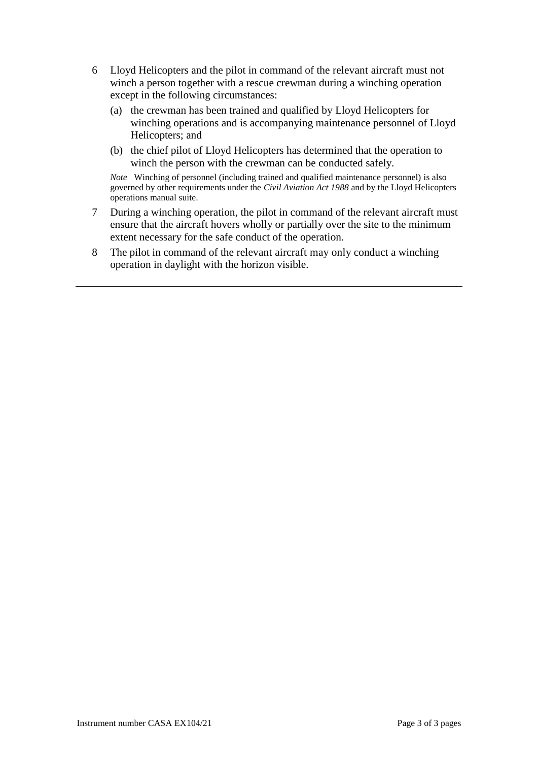6 Lloyd Helicopters and the pilot in command of the relevant aircraft must not winch a person together with a rescue crewman during a winching operation except in the following circumstances:

   (a) the crewman has been trained and qualified by Lloyd Helicopters for winching operations and is accompanying maintenance personnel of Lloyd Helicopters; and

   (b) the chief pilot of Lloyd Helicopters has determined that the operation to winch the person with the crewman can be conducted safely.

   *Note* Winching of personnel (including trained and qualified maintenance personnel) is also governed by other requirements under the *Civil Aviation Act 1988* and by the Lloyd Helicopters operations manual suite.

7 During a winching operation, the pilot in command of the relevant aircraft must ensure that the aircraft hovers wholly or partially over the site to the minimum extent necessary for the safe conduct of the operation.

8 The pilot in command of the relevant aircraft may only conduct a winching operation in daylight with the horizon visible.

---